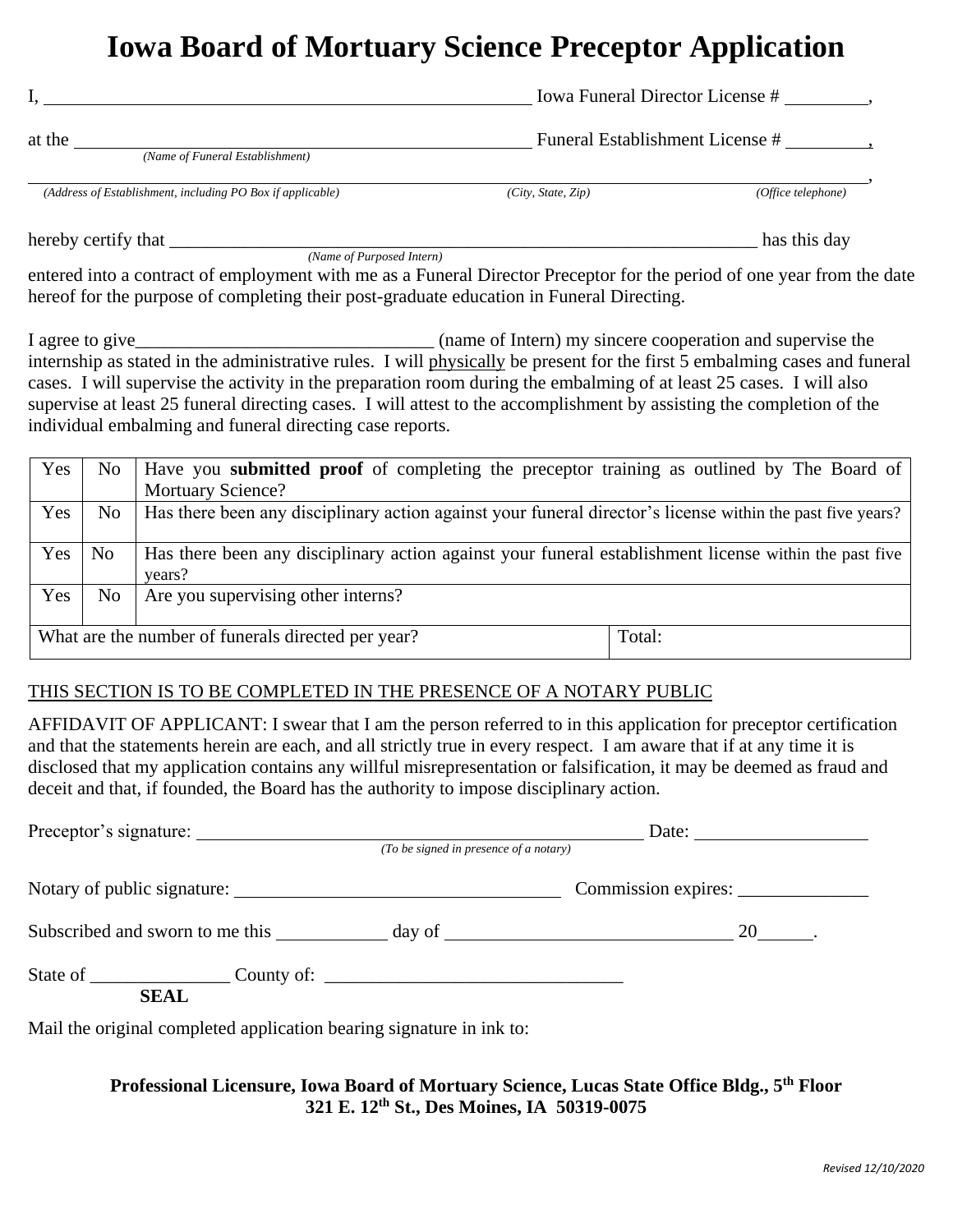# Iowa Board of Mortuary Science Preceptor Application

I, ______________________________________________ Iowa Funeral Director License # ________,

at the ______________________________________________ Funeral Establishment License # ________,
*(Name of Funeral Establishment)*

______________________________________________________________________________,
*(Address of Establishment, including PO Box if applicable)* *(City, State, Zip)* *(Office telephone)*

hereby certify that ______________________________________________ has this day
*(Name of Purposed Intern)*

entered into a contract of employment with me as a Funeral Director Preceptor for the period of one year from the date hereof for the purpose of completing their post-graduate education in Funeral Directing.

I agree to give________________________________ (name of Intern) my sincere cooperation and supervise the internship as stated in the administrative rules. I will physically be present for the first 5 embalming cases and funeral cases. I will supervise the activity in the preparation room during the embalming of at least 25 cases. I will also supervise at least 25 funeral directing cases. I will attest to the accomplishment by assisting the completion of the individual embalming and funeral directing case reports.

| Yes | No | Have you **submitted proof** of completing the preceptor training as outlined by The Board of Mortuary Science? |
|---|---|---|
| Yes | No | Has there been any disciplinary action against your funeral director's license within the past five years? |
| Yes | No | Has there been any disciplinary action against your funeral establishment license within the past five years? |
| Yes | No | Are you supervising other interns? |
| What are the number of funerals directed per year? | | Total: |

THIS SECTION IS TO BE COMPLETED IN THE PRESENCE OF A NOTARY PUBLIC

AFFIDAVIT OF APPLICANT: I swear that I am the person referred to in this application for preceptor certification and that the statements herein are each, and all strictly true in every respect. I am aware that if at any time it is disclosed that my application contains any willful misrepresentation or falsification, it may be deemed as fraud and deceit and that, if founded, the Board has the authority to impose disciplinary action.

Preceptor's signature: ______________________________________ Date: ________________
*(To be signed in presence of a notary)*

Notary of public signature: ______________________________ Commission expires: ______________

Subscribed and sworn to me this ___________ day of ____________________________ 20_____.

State of _______________ County of: ________________________________

**SEAL**

Mail the original completed application bearing signature in ink to:

**Professional Licensure, Iowa Board of Mortuary Science, Lucas State Office Bldg., 5th Floor**
**321 E. 12th St., Des Moines, IA 50319-0075**

*Revised 12/10/2020*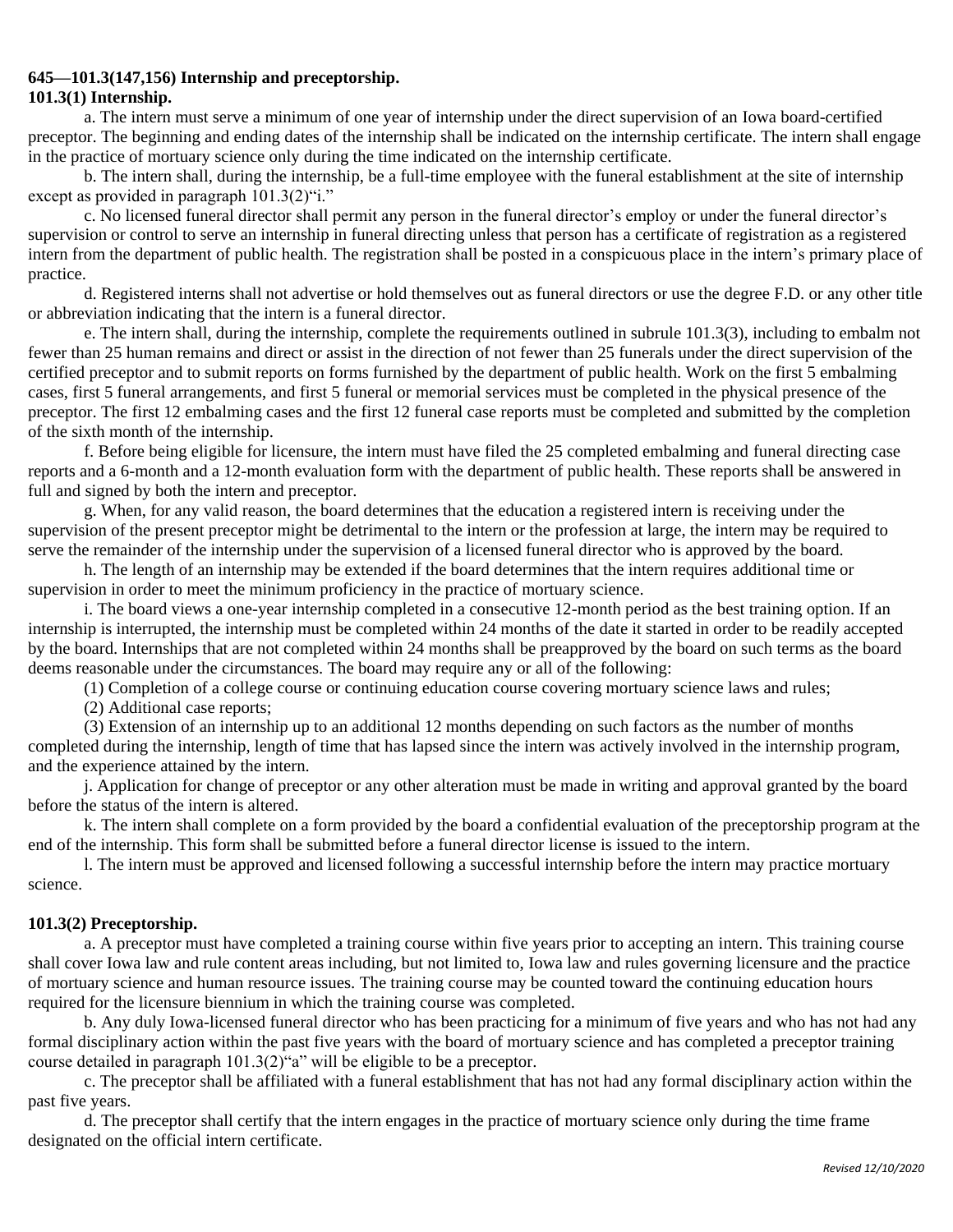**645—101.3(147,156) Internship and preceptorship.**

**101.3(1) Internship.**

a. The intern must serve a minimum of one year of internship under the direct supervision of an Iowa board-certified preceptor. The beginning and ending dates of the internship shall be indicated on the internship certificate. The intern shall engage in the practice of mortuary science only during the time indicated on the internship certificate.

b. The intern shall, during the internship, be a full-time employee with the funeral establishment at the site of internship except as provided in paragraph 101.3(2)"i."

c. No licensed funeral director shall permit any person in the funeral director's employ or under the funeral director's supervision or control to serve an internship in funeral directing unless that person has a certificate of registration as a registered intern from the department of public health. The registration shall be posted in a conspicuous place in the intern's primary place of practice.

d. Registered interns shall not advertise or hold themselves out as funeral directors or use the degree F.D. or any other title or abbreviation indicating that the intern is a funeral director.

e. The intern shall, during the internship, complete the requirements outlined in subrule 101.3(3), including to embalm not fewer than 25 human remains and direct or assist in the direction of not fewer than 25 funerals under the direct supervision of the certified preceptor and to submit reports on forms furnished by the department of public health. Work on the first 5 embalming cases, first 5 funeral arrangements, and first 5 funeral or memorial services must be completed in the physical presence of the preceptor. The first 12 embalming cases and the first 12 funeral case reports must be completed and submitted by the completion of the sixth month of the internship.

f. Before being eligible for licensure, the intern must have filed the 25 completed embalming and funeral directing case reports and a 6-month and a 12-month evaluation form with the department of public health. These reports shall be answered in full and signed by both the intern and preceptor.

g. When, for any valid reason, the board determines that the education a registered intern is receiving under the supervision of the present preceptor might be detrimental to the intern or the profession at large, the intern may be required to serve the remainder of the internship under the supervision of a licensed funeral director who is approved by the board.

h. The length of an internship may be extended if the board determines that the intern requires additional time or supervision in order to meet the minimum proficiency in the practice of mortuary science.

i. The board views a one-year internship completed in a consecutive 12-month period as the best training option. If an internship is interrupted, the internship must be completed within 24 months of the date it started in order to be readily accepted by the board. Internships that are not completed within 24 months shall be preapproved by the board on such terms as the board deems reasonable under the circumstances. The board may require any or all of the following:

(1) Completion of a college course or continuing education course covering mortuary science laws and rules;

(2) Additional case reports;

(3) Extension of an internship up to an additional 12 months depending on such factors as the number of months completed during the internship, length of time that has lapsed since the intern was actively involved in the internship program, and the experience attained by the intern.

j. Application for change of preceptor or any other alteration must be made in writing and approval granted by the board before the status of the intern is altered.

k. The intern shall complete on a form provided by the board a confidential evaluation of the preceptorship program at the end of the internship. This form shall be submitted before a funeral director license is issued to the intern.

l. The intern must be approved and licensed following a successful internship before the intern may practice mortuary science.

**101.3(2) Preceptorship.**

a. A preceptor must have completed a training course within five years prior to accepting an intern. This training course shall cover Iowa law and rule content areas including, but not limited to, Iowa law and rules governing licensure and the practice of mortuary science and human resource issues. The training course may be counted toward the continuing education hours required for the licensure biennium in which the training course was completed.

b. Any duly Iowa-licensed funeral director who has been practicing for a minimum of five years and who has not had any formal disciplinary action within the past five years with the board of mortuary science and has completed a preceptor training course detailed in paragraph 101.3(2)"a" will be eligible to be a preceptor.

c. The preceptor shall be affiliated with a funeral establishment that has not had any formal disciplinary action within the past five years.

d. The preceptor shall certify that the intern engages in the practice of mortuary science only during the time frame designated on the official intern certificate.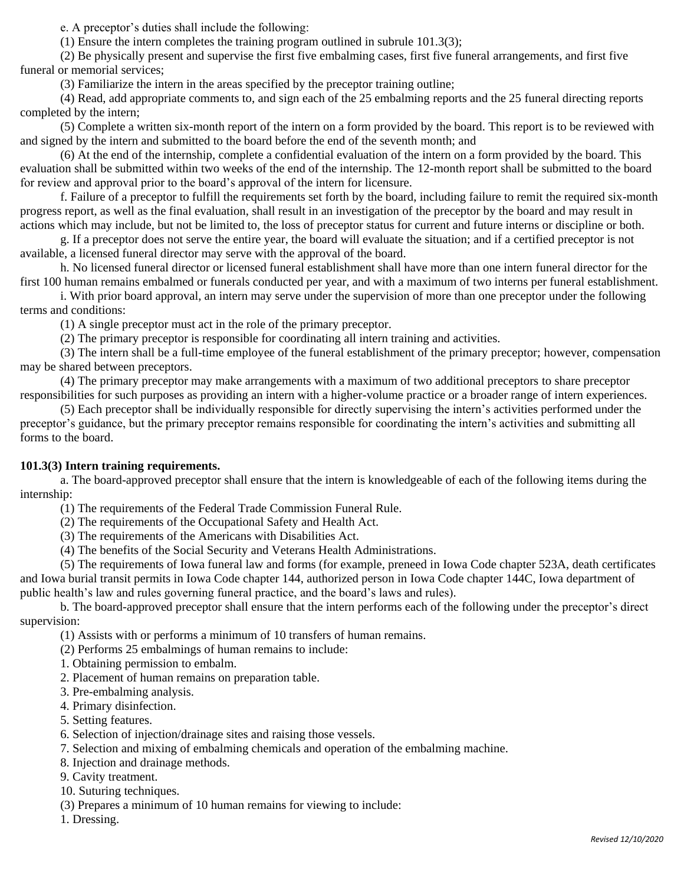e. A preceptor's duties shall include the following:

(1) Ensure the intern completes the training program outlined in subrule 101.3(3);

(2) Be physically present and supervise the first five embalming cases, first five funeral arrangements, and first five funeral or memorial services;

(3) Familiarize the intern in the areas specified by the preceptor training outline;

(4) Read, add appropriate comments to, and sign each of the 25 embalming reports and the 25 funeral directing reports completed by the intern;

(5) Complete a written six-month report of the intern on a form provided by the board. This report is to be reviewed with and signed by the intern and submitted to the board before the end of the seventh month; and

(6) At the end of the internship, complete a confidential evaluation of the intern on a form provided by the board. This evaluation shall be submitted within two weeks of the end of the internship. The 12-month report shall be submitted to the board for review and approval prior to the board's approval of the intern for licensure.

f. Failure of a preceptor to fulfill the requirements set forth by the board, including failure to remit the required six-month progress report, as well as the final evaluation, shall result in an investigation of the preceptor by the board and may result in actions which may include, but not be limited to, the loss of preceptor status for current and future interns or discipline or both.

g. If a preceptor does not serve the entire year, the board will evaluate the situation; and if a certified preceptor is not available, a licensed funeral director may serve with the approval of the board.

h. No licensed funeral director or licensed funeral establishment shall have more than one intern funeral director for the first 100 human remains embalmed or funerals conducted per year, and with a maximum of two interns per funeral establishment.

i. With prior board approval, an intern may serve under the supervision of more than one preceptor under the following terms and conditions:

(1) A single preceptor must act in the role of the primary preceptor.

(2) The primary preceptor is responsible for coordinating all intern training and activities.

(3) The intern shall be a full-time employee of the funeral establishment of the primary preceptor; however, compensation may be shared between preceptors.

(4) The primary preceptor may make arrangements with a maximum of two additional preceptors to share preceptor responsibilities for such purposes as providing an intern with a higher-volume practice or a broader range of intern experiences.

(5) Each preceptor shall be individually responsible for directly supervising the intern's activities performed under the preceptor's guidance, but the primary preceptor remains responsible for coordinating the intern's activities and submitting all forms to the board.

**101.3(3) Intern training requirements.**

a. The board-approved preceptor shall ensure that the intern is knowledgeable of each of the following items during the internship:

(1) The requirements of the Federal Trade Commission Funeral Rule.

(2) The requirements of the Occupational Safety and Health Act.

(3) The requirements of the Americans with Disabilities Act.

(4) The benefits of the Social Security and Veterans Health Administrations.

(5) The requirements of Iowa funeral law and forms (for example, preneed in Iowa Code chapter 523A, death certificates and Iowa burial transit permits in Iowa Code chapter 144, authorized person in Iowa Code chapter 144C, Iowa department of public health's law and rules governing funeral practice, and the board's laws and rules).

b. The board-approved preceptor shall ensure that the intern performs each of the following under the preceptor's direct supervision:

(1) Assists with or performs a minimum of 10 transfers of human remains.

(2) Performs 25 embalmings of human remains to include:

1. Obtaining permission to embalm.
2. Placement of human remains on preparation table.
3. Pre-embalming analysis.
4. Primary disinfection.
5. Setting features.
6. Selection of injection/drainage sites and raising those vessels.
7. Selection and mixing of embalming chemicals and operation of the embalming machine.
8. Injection and drainage methods.
9. Cavity treatment.
10. Suturing techniques.

(3) Prepares a minimum of 10 human remains for viewing to include:

1. Dressing.

*Revised 12/10/2020*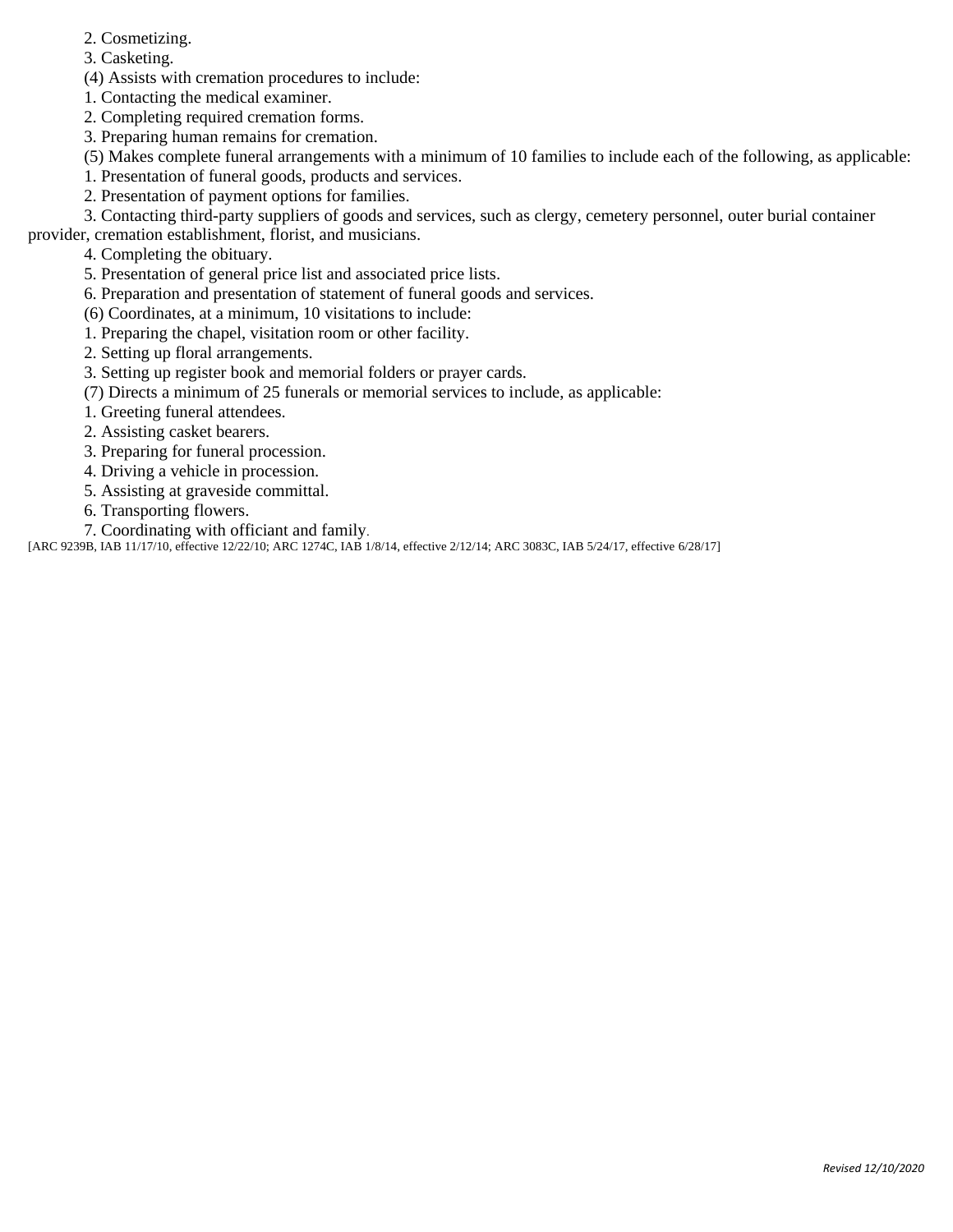2. Cosmetizing.

3. Casketing.

(4) Assists with cremation procedures to include:

1. Contacting the medical examiner.

2. Completing required cremation forms.

3. Preparing human remains for cremation.

(5) Makes complete funeral arrangements with a minimum of 10 families to include each of the following, as applicable:

1. Presentation of funeral goods, products and services.

2. Presentation of payment options for families.

3. Contacting third-party suppliers of goods and services, such as clergy, cemetery personnel, outer burial container provider, cremation establishment, florist, and musicians.

4. Completing the obituary.

5. Presentation of general price list and associated price lists.

6. Preparation and presentation of statement of funeral goods and services.

(6) Coordinates, at a minimum, 10 visitations to include:

1. Preparing the chapel, visitation room or other facility.

2. Setting up floral arrangements.

3. Setting up register book and memorial folders or prayer cards.

(7) Directs a minimum of 25 funerals or memorial services to include, as applicable:

1. Greeting funeral attendees.

2. Assisting casket bearers.

3. Preparing for funeral procession.

4. Driving a vehicle in procession.

5. Assisting at graveside committal.

6. Transporting flowers.

7. Coordinating with officiant and family.

[ARC 9239B, IAB 11/17/10, effective 12/22/10; ARC 1274C, IAB 1/8/14, effective 2/12/14; ARC 3083C, IAB 5/24/17, effective 6/28/17]

*Revised 12/10/2020*